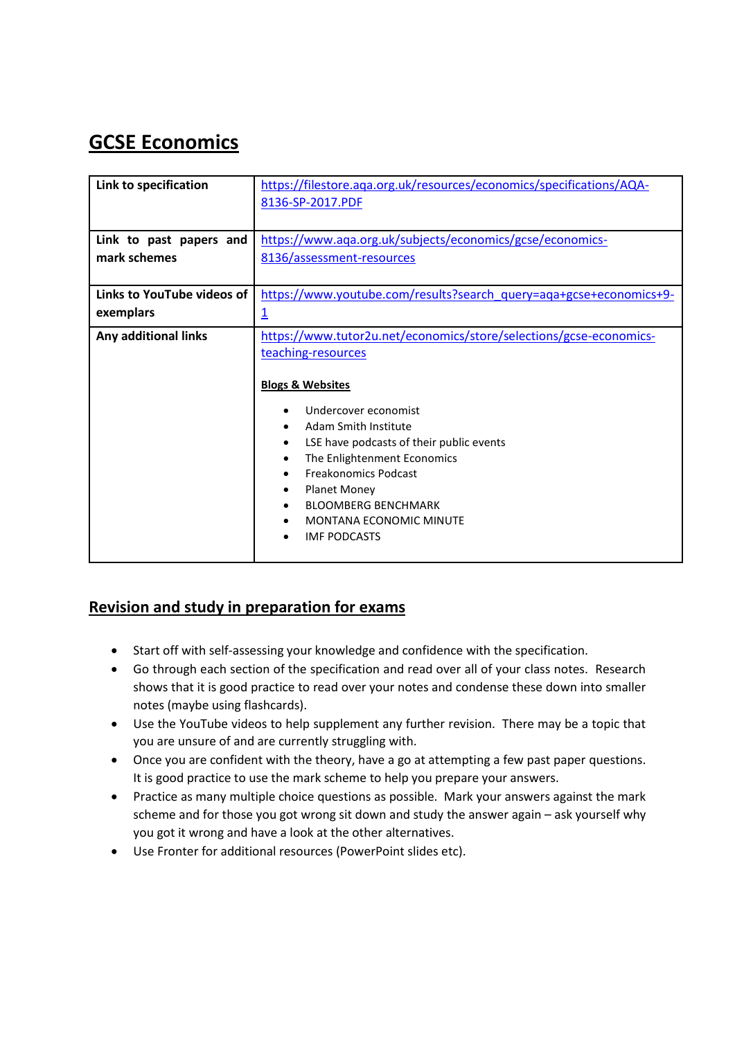# GCSE Economics

| | |
|---|---|
| **Link to specification** | https://filestore.aqa.org.uk/resources/economics/specifications/AQA-8136-SP-2017.PDF |
| **Link to past papers and mark schemes** | https://www.aqa.org.uk/subjects/economics/gcse/economics-8136/assessment-resources |
| **Links to YouTube videos of exemplars** | https://www.youtube.com/results?search_query=aqa+gcse+economics+9-1 |
| **Any additional links** | https://www.tutor2u.net/economics/store/selections/gcse-economics-teaching-resources<br><br>**Blogs & Websites**<br><br>• Undercover economist<br>• Adam Smith Institute<br>• LSE have podcasts of their public events<br>• The Enlightenment Economics<br>• Freakonomics Podcast<br>• Planet Money<br>• BLOOMBERG BENCHMARK<br>• MONTANA ECONOMIC MINUTE<br>• IMF PODCASTS |

## Revision and study in preparation for exams

- Start off with self-assessing your knowledge and confidence with the specification.
- Go through each section of the specification and read over all of your class notes. Research shows that it is good practice to read over your notes and condense these down into smaller notes (maybe using flashcards).
- Use the YouTube videos to help supplement any further revision. There may be a topic that you are unsure of and are currently struggling with.
- Once you are confident with the theory, have a go at attempting a few past paper questions. It is good practice to use the mark scheme to help you prepare your answers.
- Practice as many multiple choice questions as possible. Mark your answers against the mark scheme and for those you got wrong sit down and study the answer again – ask yourself why you got it wrong and have a look at the other alternatives.
- Use Fronter for additional resources (PowerPoint slides etc).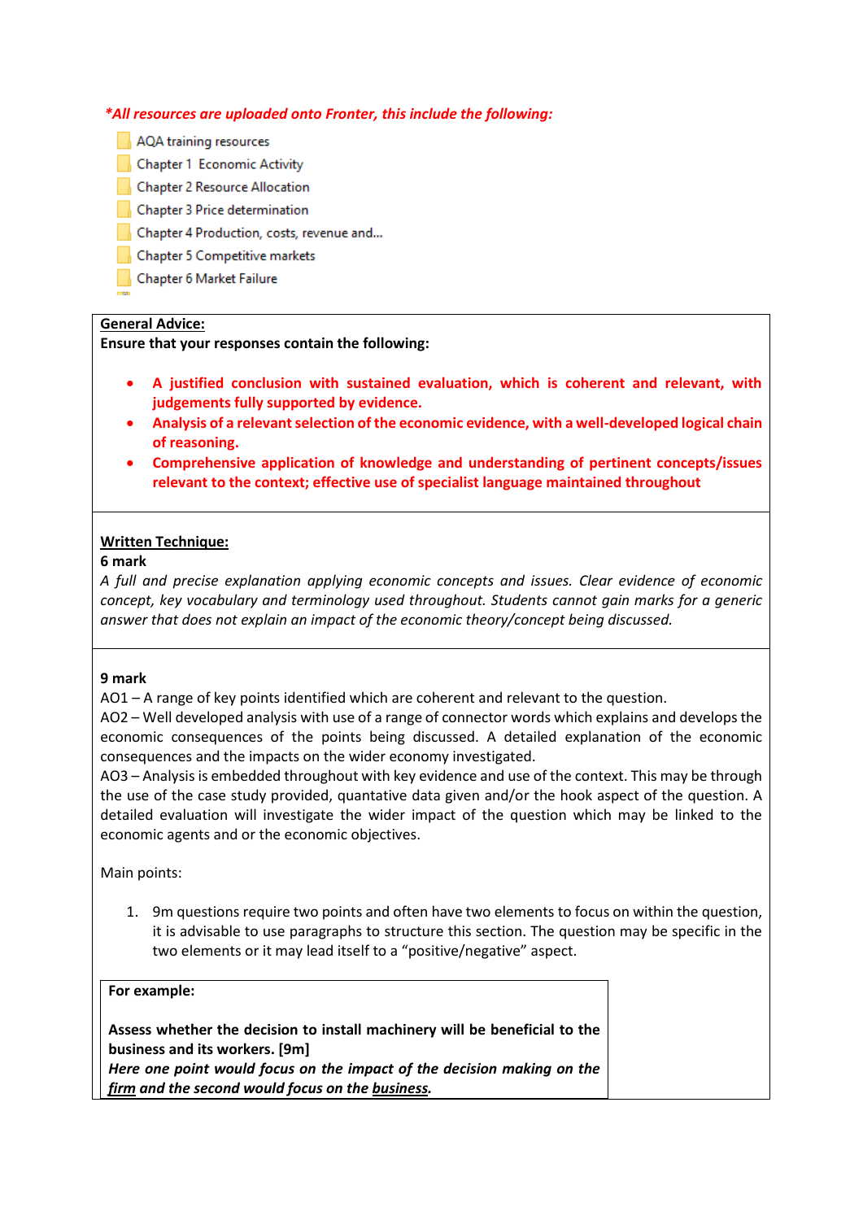***All resources are uploaded onto Fronter, this include the following:***

- AQA training resources
- Chapter 1 Economic Activity
- Chapter 2 Resource Allocation
- Chapter 3 Price determination
- Chapter 4 Production, costs, revenue and...
- Chapter 5 Competitive markets
- Chapter 6 Market Failure

**General Advice:**

**Ensure that your responses contain the following:**

- **A justified conclusion with sustained evaluation, which is coherent and relevant, with judgements fully supported by evidence.**
- **Analysis of a relevant selection of the economic evidence, with a well-developed logical chain of reasoning.**
- **Comprehensive application of knowledge and understanding of pertinent concepts/issues relevant to the context; effective use of specialist language maintained throughout**

**Written Technique:**

**6 mark**

*A full and precise explanation applying economic concepts and issues. Clear evidence of economic concept, key vocabulary and terminology used throughout. Students cannot gain marks for a generic answer that does not explain an impact of the economic theory/concept being discussed.*

**9 mark**

AO1 – A range of key points identified which are coherent and relevant to the question.

AO2 – Well developed analysis with use of a range of connector words which explains and develops the economic consequences of the points being discussed. A detailed explanation of the economic consequences and the impacts on the wider economy investigated.

AO3 – Analysis is embedded throughout with key evidence and use of the context. This may be through the use of the case study provided, quantative data given and/or the hook aspect of the question. A detailed evaluation will investigate the wider impact of the question which may be linked to the economic agents and or the economic objectives.

Main points:

1. 9m questions require two points and often have two elements to focus on within the question, it is advisable to use paragraphs to structure this section. The question may be specific in the two elements or it may lead itself to a "positive/negative" aspect.

**For example:**

**Assess whether the decision to install machinery will be beneficial to the business and its workers. [9m]**

***Here one point would focus on the impact of the decision making on the <u>firm</u> and the second would focus on the <u>business</u>.***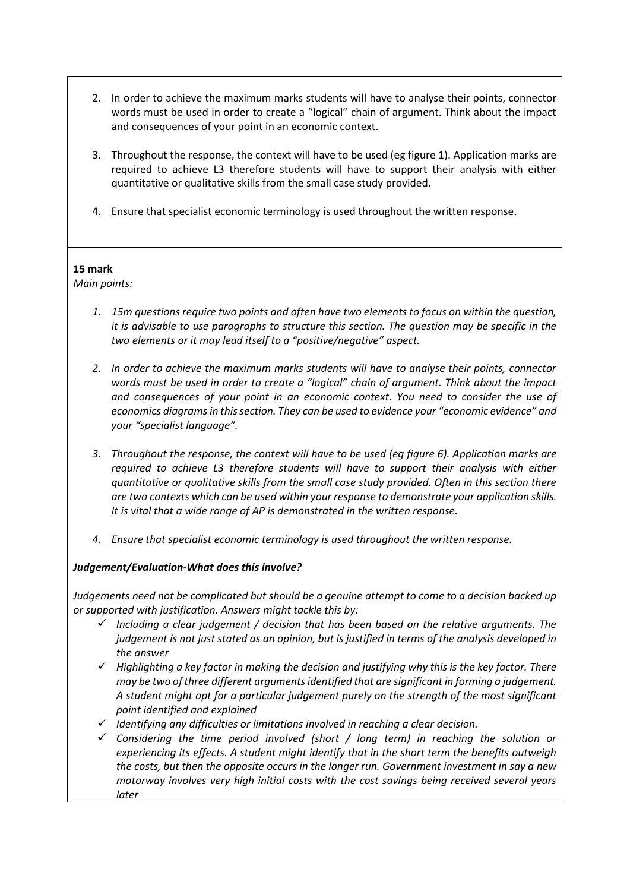2. In order to achieve the maximum marks students will have to analyse their points, connector words must be used in order to create a "logical" chain of argument. Think about the impact and consequences of your point in an economic context.

3. Throughout the response, the context will have to be used (eg figure 1). Application marks are required to achieve L3 therefore students will have to support their analysis with either quantitative or qualitative skills from the small case study provided.

4. Ensure that specialist economic terminology is used throughout the written response.

**15 mark**

*Main points:*

1. *15m questions require two points and often have two elements to focus on within the question, it is advisable to use paragraphs to structure this section. The question may be specific in the two elements or it may lead itself to a "positive/negative" aspect.*

2. *In order to achieve the maximum marks students will have to analyse their points, connector words must be used in order to create a "logical" chain of argument. Think about the impact and consequences of your point in an economic context. You need to consider the use of economics diagrams in this section. They can be used to evidence your "economic evidence" and your "specialist language".*

3. *Throughout the response, the context will have to be used (eg figure 6). Application marks are required to achieve L3 therefore students will have to support their analysis with either quantitative or qualitative skills from the small case study provided. Often in this section there are two contexts which can be used within your response to demonstrate your application skills. It is vital that a wide range of AP is demonstrated in the written response.*

4. *Ensure that specialist economic terminology is used throughout the written response.*

***Judgement/Evaluation-What does this involve?***

*Judgements need not be complicated but should be a genuine attempt to come to a decision backed up or supported with justification. Answers might tackle this by:*

- ✓ *Including a clear judgement / decision that has been based on the relative arguments. The judgement is not just stated as an opinion, but is justified in terms of the analysis developed in the answer*
- ✓ *Highlighting a key factor in making the decision and justifying why this is the key factor. There may be two of three different arguments identified that are significant in forming a judgement. A student might opt for a particular judgement purely on the strength of the most significant point identified and explained*
- ✓ *Identifying any difficulties or limitations involved in reaching a clear decision.*
- ✓ *Considering the time period involved (short / long term) in reaching the solution or experiencing its effects. A student might identify that in the short term the benefits outweigh the costs, but then the opposite occurs in the longer run. Government investment in say a new motorway involves very high initial costs with the cost savings being received several years later*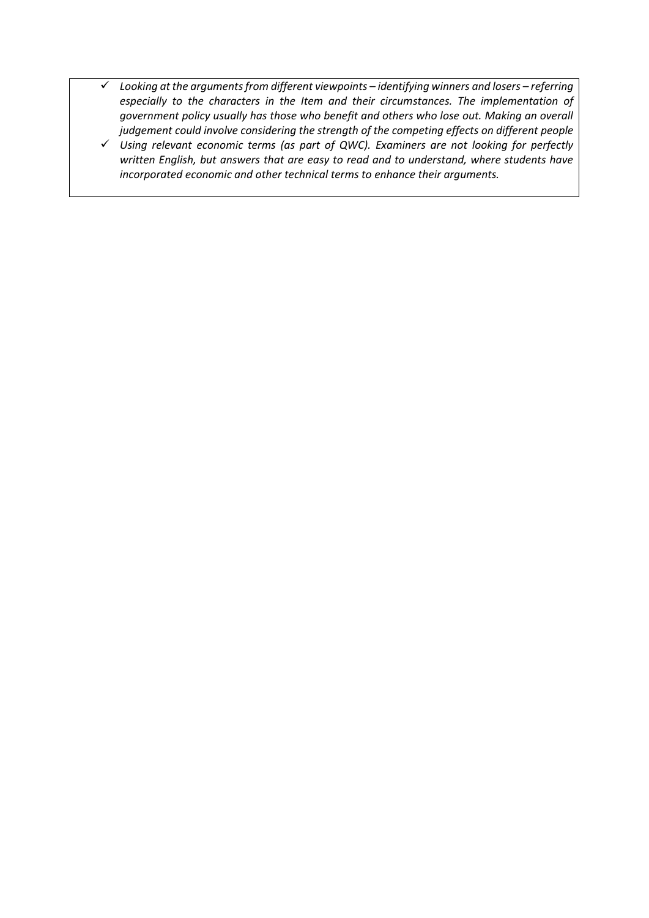- ✓ *Looking at the arguments from different viewpoints – identifying winners and losers – referring especially to the characters in the Item and their circumstances. The implementation of government policy usually has those who benefit and others who lose out. Making an overall judgement could involve considering the strength of the competing effects on different people*
- ✓ *Using relevant economic terms (as part of QWC). Examiners are not looking for perfectly written English, but answers that are easy to read and to understand, where students have incorporated economic and other technical terms to enhance their arguments.*